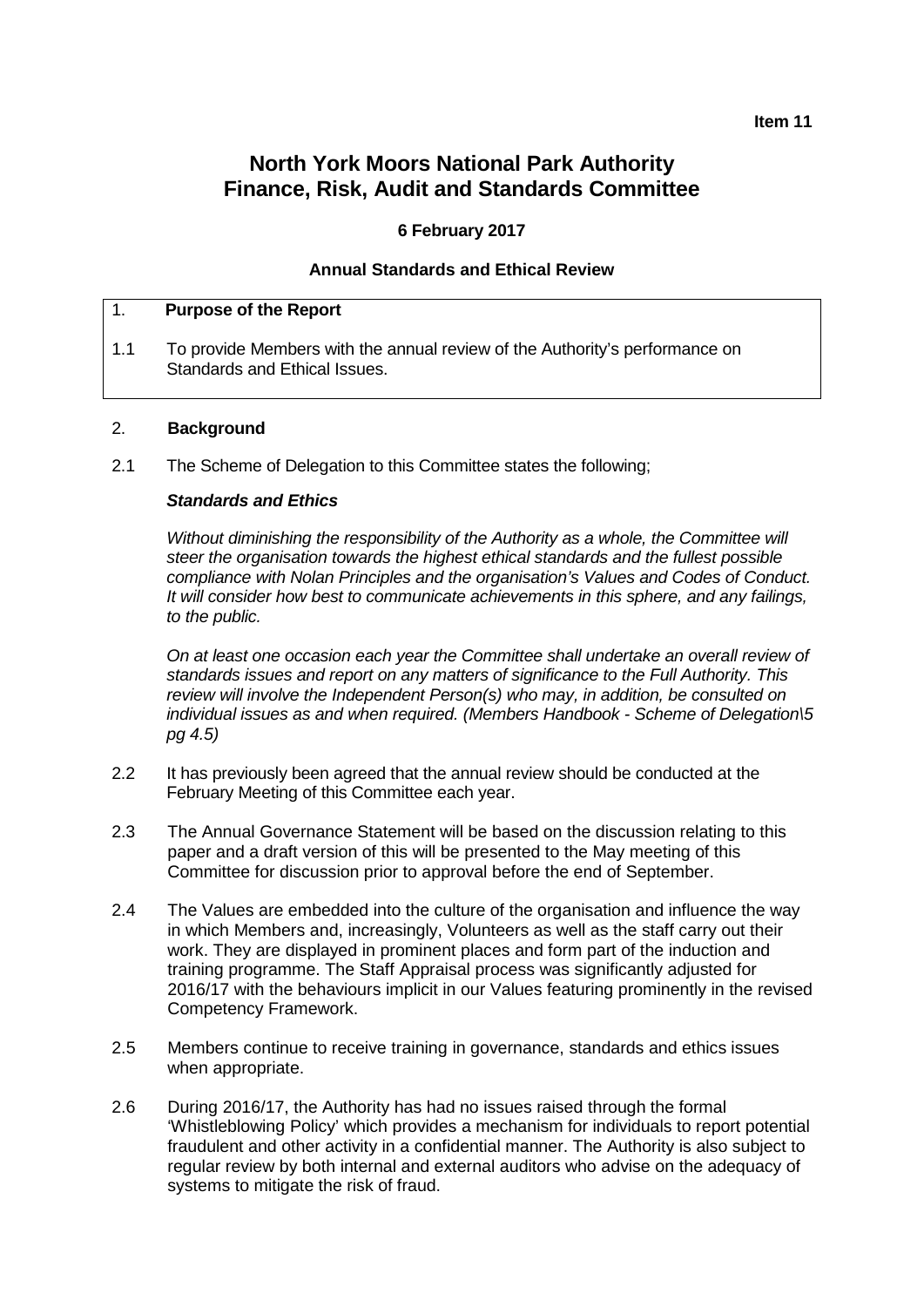**Item 11**

# North York Moors National Park Authority
# Finance, Risk, Audit and Standards Committee

**6 February 2017**

**Annual Standards and Ethical Review**

1. **Purpose of the Report**

1.1 To provide Members with the annual review of the Authority's performance on Standards and Ethical Issues.

2. **Background**

2.1 The Scheme of Delegation to this Committee states the following;

***Standards and Ethics***

*Without diminishing the responsibility of the Authority as a whole, the Committee will steer the organisation towards the highest ethical standards and the fullest possible compliance with Nolan Principles and the organisation's Values and Codes of Conduct. It will consider how best to communicate achievements in this sphere, and any failings, to the public.*

*On at least one occasion each year the Committee shall undertake an overall review of standards issues and report on any matters of significance to the Full Authority. This review will involve the Independent Person(s) who may, in addition, be consulted on individual issues as and when required. (Members Handbook - Scheme of Delegation\5 pg 4.5)*

2.2 It has previously been agreed that the annual review should be conducted at the February Meeting of this Committee each year.

2.3 The Annual Governance Statement will be based on the discussion relating to this paper and a draft version of this will be presented to the May meeting of this Committee for discussion prior to approval before the end of September.

2.4 The Values are embedded into the culture of the organisation and influence the way in which Members and, increasingly, Volunteers as well as the staff carry out their work. They are displayed in prominent places and form part of the induction and training programme. The Staff Appraisal process was significantly adjusted for 2016/17 with the behaviours implicit in our Values featuring prominently in the revised Competency Framework.

2.5 Members continue to receive training in governance, standards and ethics issues when appropriate.

2.6 During 2016/17, the Authority has had no issues raised through the formal 'Whistleblowing Policy' which provides a mechanism for individuals to report potential fraudulent and other activity in a confidential manner. The Authority is also subject to regular review by both internal and external auditors who advise on the adequacy of systems to mitigate the risk of fraud.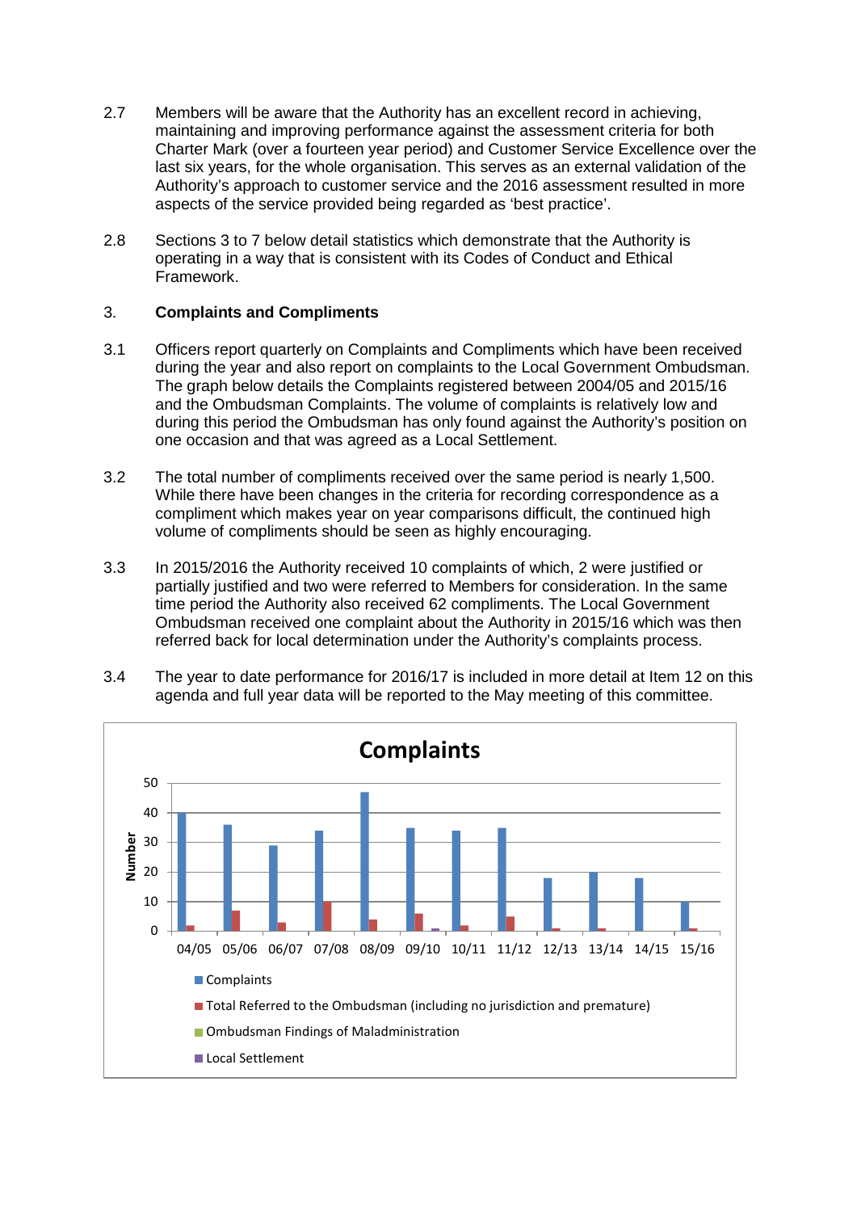2.7 Members will be aware that the Authority has an excellent record in achieving, maintaining and improving performance against the assessment criteria for both Charter Mark (over a fourteen year period) and Customer Service Excellence over the last six years, for the whole organisation. This serves as an external validation of the Authority's approach to customer service and the 2016 assessment resulted in more aspects of the service provided being regarded as 'best practice'.

2.8 Sections 3 to 7 below detail statistics which demonstrate that the Authority is operating in a way that is consistent with its Codes of Conduct and Ethical Framework.

## 3. Complaints and Compliments

3.1 Officers report quarterly on Complaints and Compliments which have been received during the year and also report on complaints to the Local Government Ombudsman. The graph below details the Complaints registered between 2004/05 and 2015/16 and the Ombudsman Complaints. The volume of complaints is relatively low and during this period the Ombudsman has only found against the Authority's position on one occasion and that was agreed as a Local Settlement.

3.2 The total number of compliments received over the same period is nearly 1,500. While there have been changes in the criteria for recording correspondence as a compliment which makes year on year comparisons difficult, the continued high volume of compliments should be seen as highly encouraging.

3.3 In 2015/2016 the Authority received 10 complaints of which, 2 were justified or partially justified and two were referred to Members for consideration. In the same time period the Authority also received 62 compliments. The Local Government Ombudsman received one complaint about the Authority in 2015/16 which was then referred back for local determination under the Authority's complaints process.

3.4 The year to date performance for 2016/17 is included in more detail at Item 12 on this agenda and full year data will be reported to the May meeting of this committee.

**Complaints**

- Complaints
- Total Referred to the Ombudsman (including no jurisdiction and premature)
- Ombudsman Findings of Maladministration
- Local Settlement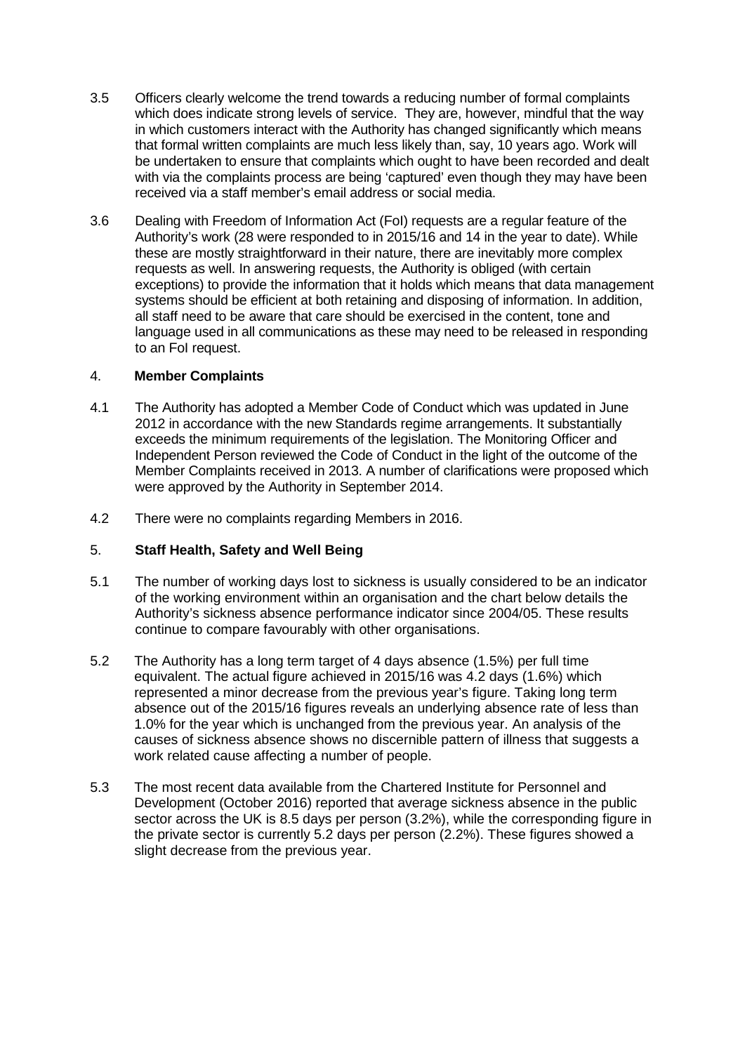3.5 Officers clearly welcome the trend towards a reducing number of formal complaints which does indicate strong levels of service. They are, however, mindful that the way in which customers interact with the Authority has changed significantly which means that formal written complaints are much less likely than, say, 10 years ago. Work will be undertaken to ensure that complaints which ought to have been recorded and dealt with via the complaints process are being 'captured' even though they may have been received via a staff member's email address or social media.

3.6 Dealing with Freedom of Information Act (FoI) requests are a regular feature of the Authority's work (28 were responded to in 2015/16 and 14 in the year to date). While these are mostly straightforward in their nature, there are inevitably more complex requests as well. In answering requests, the Authority is obliged (with certain exceptions) to provide the information that it holds which means that data management systems should be efficient at both retaining and disposing of information. In addition, all staff need to be aware that care should be exercised in the content, tone and language used in all communications as these may need to be released in responding to an FoI request.

## 4. Member Complaints

4.1 The Authority has adopted a Member Code of Conduct which was updated in June 2012 in accordance with the new Standards regime arrangements. It substantially exceeds the minimum requirements of the legislation. The Monitoring Officer and Independent Person reviewed the Code of Conduct in the light of the outcome of the Member Complaints received in 2013. A number of clarifications were proposed which were approved by the Authority in September 2014.

4.2 There were no complaints regarding Members in 2016.

## 5. Staff Health, Safety and Well Being

5.1 The number of working days lost to sickness is usually considered to be an indicator of the working environment within an organisation and the chart below details the Authority's sickness absence performance indicator since 2004/05. These results continue to compare favourably with other organisations.

5.2 The Authority has a long term target of 4 days absence (1.5%) per full time equivalent. The actual figure achieved in 2015/16 was 4.2 days (1.6%) which represented a minor decrease from the previous year's figure. Taking long term absence out of the 2015/16 figures reveals an underlying absence rate of less than 1.0% for the year which is unchanged from the previous year. An analysis of the causes of sickness absence shows no discernible pattern of illness that suggests a work related cause affecting a number of people.

5.3 The most recent data available from the Chartered Institute for Personnel and Development (October 2016) reported that average sickness absence in the public sector across the UK is 8.5 days per person (3.2%), while the corresponding figure in the private sector is currently 5.2 days per person (2.2%). These figures showed a slight decrease from the previous year.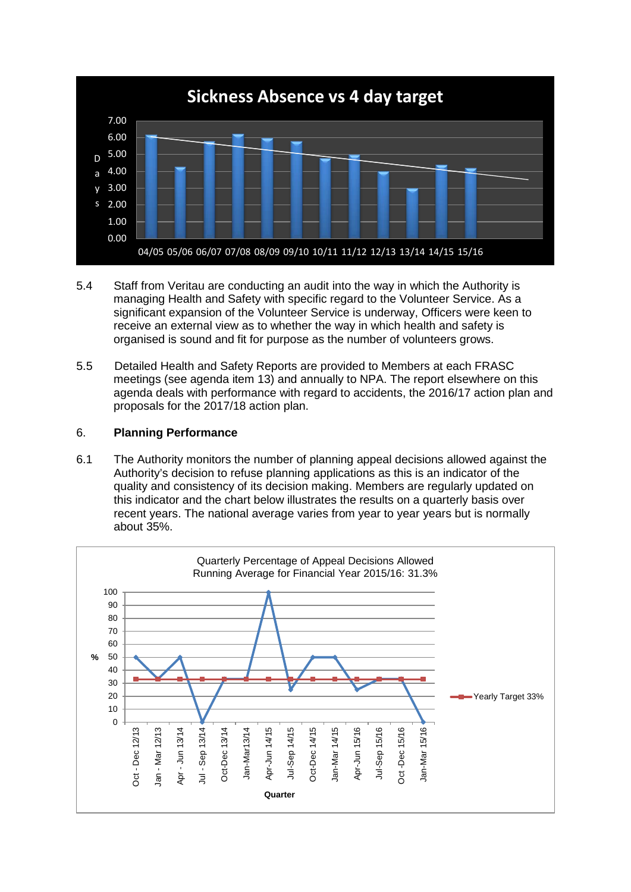**Sickness Absence vs 4 day target**

| Year | Days |
|---|---|
| 04/05 | 6.20 |
| 05/06 | 4.30 |
| 06/07 | 5.80 |
| 07/08 | 6.20 |
| 08/09 | 6.00 |
| 09/10 | 5.80 |
| 10/11 | 4.80 |
| 11/12 | 5.00 |
| 12/13 | 4.00 |
| 13/14 | 3.00 |
| 14/15 | 4.40 |
| 15/16 | 4.20 |

5.4 Staff from Veritau are conducting an audit into the way in which the Authority is managing Health and Safety with specific regard to the Volunteer Service. As a significant expansion of the Volunteer Service is underway, Officers were keen to receive an external view as to whether the way in which health and safety is organised is sound and fit for purpose as the number of volunteers grows.

5.5 Detailed Health and Safety Reports are provided to Members at each FRASC meetings (see agenda item 13) and annually to NPA. The report elsewhere on this agenda deals with performance with regard to accidents, the 2016/17 action plan and proposals for the 2017/18 action plan.

## 6. Planning Performance

6.1 The Authority monitors the number of planning appeal decisions allowed against the Authority's decision to refuse planning applications as this is an indicator of the quality and consistency of its decision making. Members are regularly updated on this indicator and the chart below illustrates the results on a quarterly basis over recent years. The national average varies from year to year years but is normally about 35%.

**Quarterly Percentage of Appeal Decisions Allowed**
**Running Average for Financial Year 2015/16: 31.3%**

| Quarter | % | Yearly Target 33% |
|---|---|---|
| Oct - Dec 12/13 | 50 | 33 |
| Jan - Mar 12/13 | 33 | 33 |
| Apr - Jun 13/14 | 50 | 33 |
| Jul - Sep 13/14 | 0 | 33 |
| Oct-Dec 13/14 | 33 | 33 |
| Jan-Mar13/14 | 33 | 33 |
| Apr-Jun 14/15 | 100 | 33 |
| Jul-Sep 14/15 | 25 | 33 |
| Oct-Dec 14/15 | 50 | 33 |
| Jan-Mar 14/15 | 50 | 33 |
| Apr-Jun 15/16 | 25 | 33 |
| Jul-Sep 15/16 | 33 | 33 |
| Oct -Dec 15/16 | 33 | 33 |
| Jan-Mar 15/16 | 0 | 33 |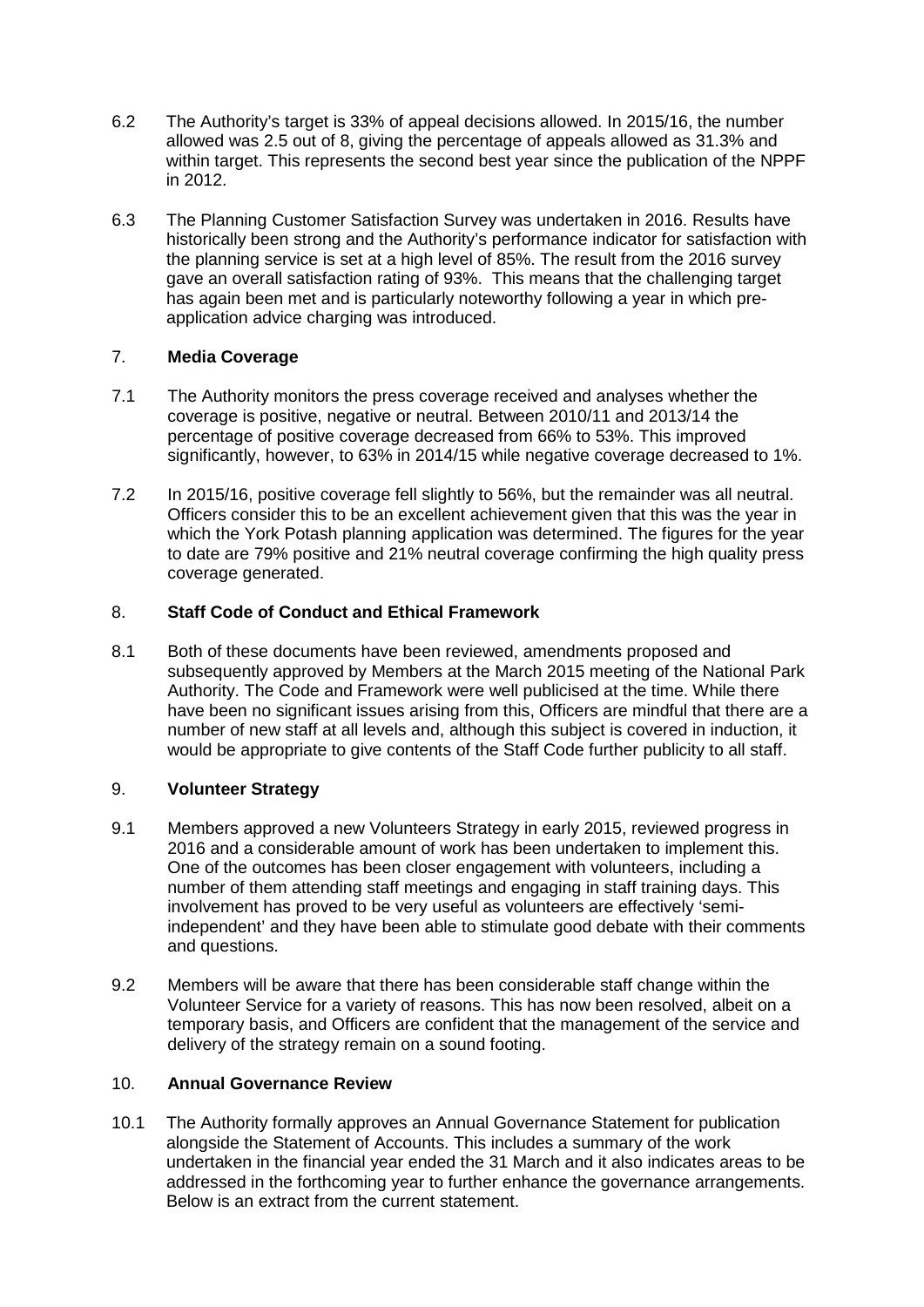6.2 The Authority's target is 33% of appeal decisions allowed. In 2015/16, the number allowed was 2.5 out of 8, giving the percentage of appeals allowed as 31.3% and within target. This represents the second best year since the publication of the NPPF in 2012.

6.3 The Planning Customer Satisfaction Survey was undertaken in 2016. Results have historically been strong and the Authority's performance indicator for satisfaction with the planning service is set at a high level of 85%. The result from the 2016 survey gave an overall satisfaction rating of 93%. This means that the challenging target has again been met and is particularly noteworthy following a year in which pre-application advice charging was introduced.

## 7. Media Coverage

7.1 The Authority monitors the press coverage received and analyses whether the coverage is positive, negative or neutral. Between 2010/11 and 2013/14 the percentage of positive coverage decreased from 66% to 53%. This improved significantly, however, to 63% in 2014/15 while negative coverage decreased to 1%.

7.2 In 2015/16, positive coverage fell slightly to 56%, but the remainder was all neutral. Officers consider this to be an excellent achievement given that this was the year in which the York Potash planning application was determined. The figures for the year to date are 79% positive and 21% neutral coverage confirming the high quality press coverage generated.

## 8. Staff Code of Conduct and Ethical Framework

8.1 Both of these documents have been reviewed, amendments proposed and subsequently approved by Members at the March 2015 meeting of the National Park Authority. The Code and Framework were well publicised at the time. While there have been no significant issues arising from this, Officers are mindful that there are a number of new staff at all levels and, although this subject is covered in induction, it would be appropriate to give contents of the Staff Code further publicity to all staff.

## 9. Volunteer Strategy

9.1 Members approved a new Volunteers Strategy in early 2015, reviewed progress in 2016 and a considerable amount of work has been undertaken to implement this. One of the outcomes has been closer engagement with volunteers, including a number of them attending staff meetings and engaging in staff training days. This involvement has proved to be very useful as volunteers are effectively 'semi-independent' and they have been able to stimulate good debate with their comments and questions.

9.2 Members will be aware that there has been considerable staff change within the Volunteer Service for a variety of reasons. This has now been resolved, albeit on a temporary basis, and Officers are confident that the management of the service and delivery of the strategy remain on a sound footing.

## 10. Annual Governance Review

10.1 The Authority formally approves an Annual Governance Statement for publication alongside the Statement of Accounts. This includes a summary of the work undertaken in the financial year ended the 31 March and it also indicates areas to be addressed in the forthcoming year to further enhance the governance arrangements. Below is an extract from the current statement.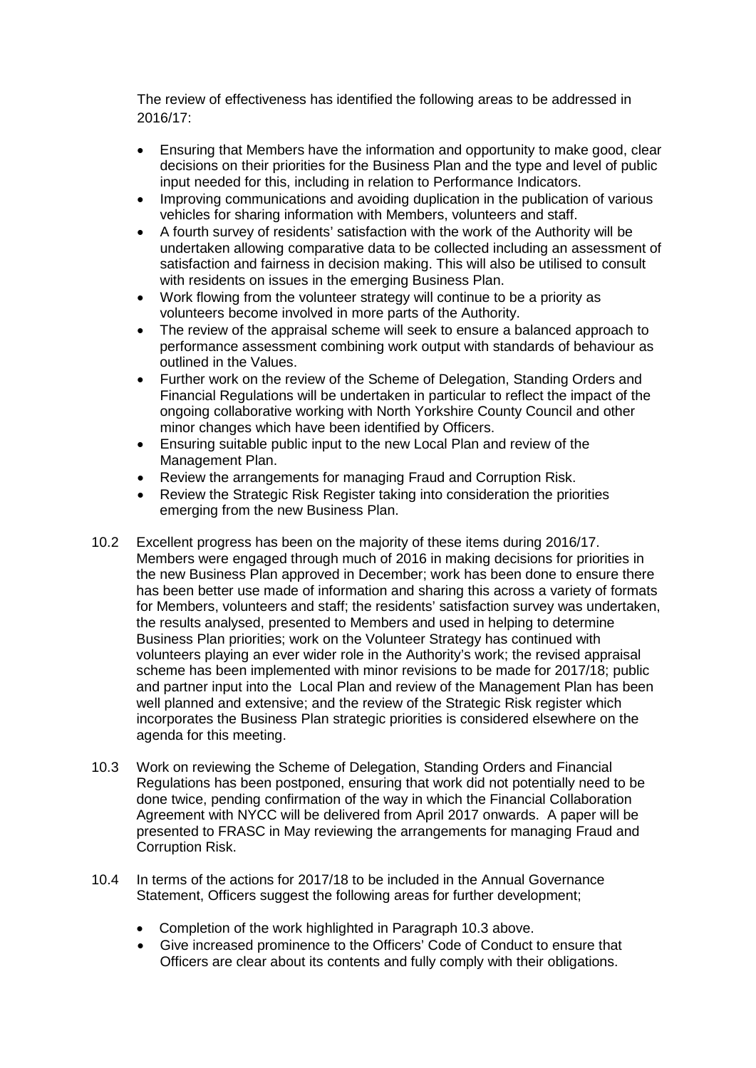The review of effectiveness has identified the following areas to be addressed in 2016/17:

- Ensuring that Members have the information and opportunity to make good, clear decisions on their priorities for the Business Plan and the type and level of public input needed for this, including in relation to Performance Indicators.
- Improving communications and avoiding duplication in the publication of various vehicles for sharing information with Members, volunteers and staff.
- A fourth survey of residents' satisfaction with the work of the Authority will be undertaken allowing comparative data to be collected including an assessment of satisfaction and fairness in decision making. This will also be utilised to consult with residents on issues in the emerging Business Plan.
- Work flowing from the volunteer strategy will continue to be a priority as volunteers become involved in more parts of the Authority.
- The review of the appraisal scheme will seek to ensure a balanced approach to performance assessment combining work output with standards of behaviour as outlined in the Values.
- Further work on the review of the Scheme of Delegation, Standing Orders and Financial Regulations will be undertaken in particular to reflect the impact of the ongoing collaborative working with North Yorkshire County Council and other minor changes which have been identified by Officers.
- Ensuring suitable public input to the new Local Plan and review of the Management Plan.
- Review the arrangements for managing Fraud and Corruption Risk.
- Review the Strategic Risk Register taking into consideration the priorities emerging from the new Business Plan.

10.2 Excellent progress has been on the majority of these items during 2016/17. Members were engaged through much of 2016 in making decisions for priorities in the new Business Plan approved in December; work has been done to ensure there has been better use made of information and sharing this across a variety of formats for Members, volunteers and staff; the residents' satisfaction survey was undertaken, the results analysed, presented to Members and used in helping to determine Business Plan priorities; work on the Volunteer Strategy has continued with volunteers playing an ever wider role in the Authority's work; the revised appraisal scheme has been implemented with minor revisions to be made for 2017/18; public and partner input into the Local Plan and review of the Management Plan has been well planned and extensive; and the review of the Strategic Risk register which incorporates the Business Plan strategic priorities is considered elsewhere on the agenda for this meeting.

10.3 Work on reviewing the Scheme of Delegation, Standing Orders and Financial Regulations has been postponed, ensuring that work did not potentially need to be done twice, pending confirmation of the way in which the Financial Collaboration Agreement with NYCC will be delivered from April 2017 onwards. A paper will be presented to FRASC in May reviewing the arrangements for managing Fraud and Corruption Risk.

10.4 In terms of the actions for 2017/18 to be included in the Annual Governance Statement, Officers suggest the following areas for further development;

- Completion of the work highlighted in Paragraph 10.3 above.
- Give increased prominence to the Officers' Code of Conduct to ensure that Officers are clear about its contents and fully comply with their obligations.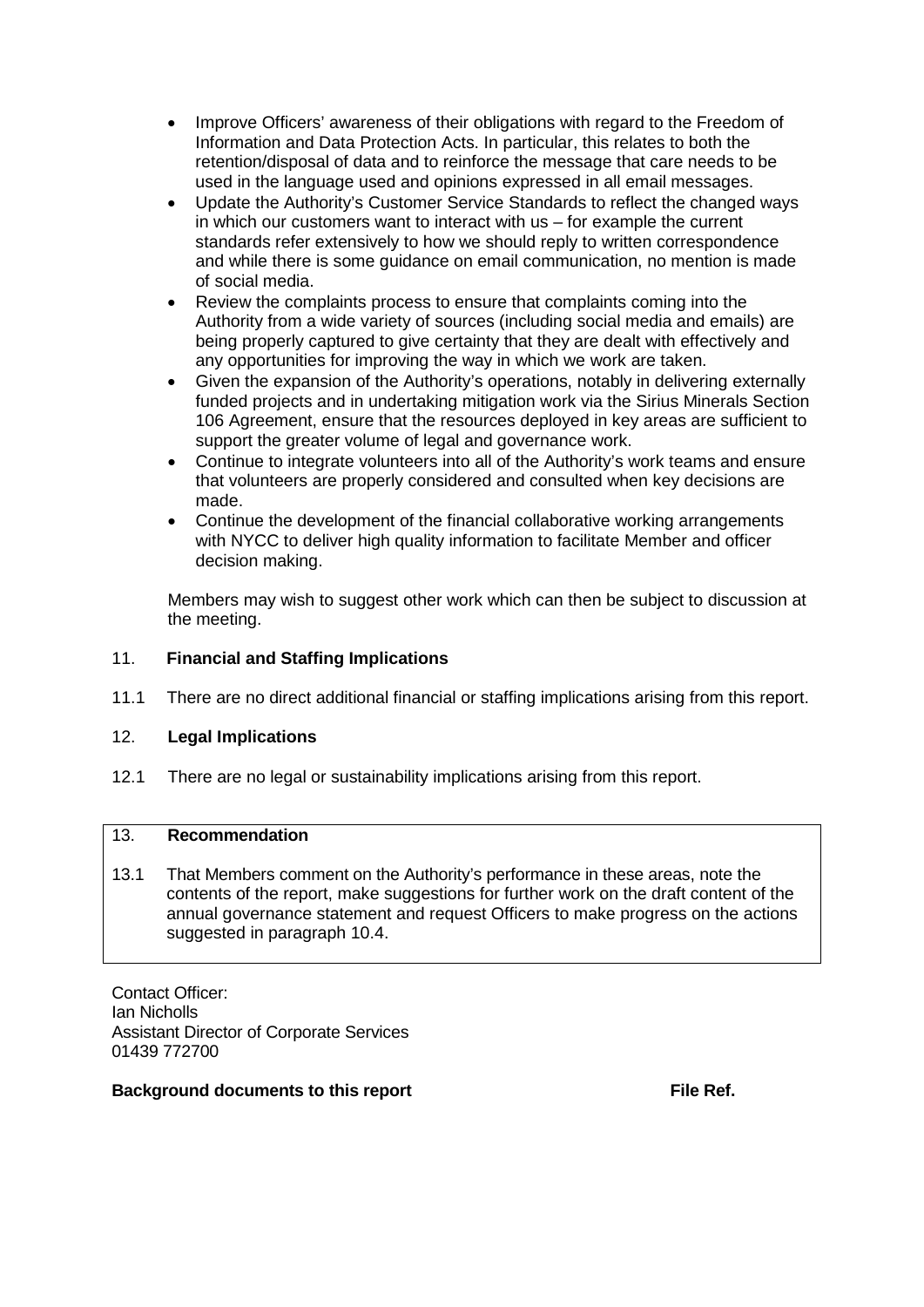- Improve Officers' awareness of their obligations with regard to the Freedom of Information and Data Protection Acts. In particular, this relates to both the retention/disposal of data and to reinforce the message that care needs to be used in the language used and opinions expressed in all email messages.
- Update the Authority's Customer Service Standards to reflect the changed ways in which our customers want to interact with us – for example the current standards refer extensively to how we should reply to written correspondence and while there is some guidance on email communication, no mention is made of social media.
- Review the complaints process to ensure that complaints coming into the Authority from a wide variety of sources (including social media and emails) are being properly captured to give certainty that they are dealt with effectively and any opportunities for improving the way in which we work are taken.
- Given the expansion of the Authority's operations, notably in delivering externally funded projects and in undertaking mitigation work via the Sirius Minerals Section 106 Agreement, ensure that the resources deployed in key areas are sufficient to support the greater volume of legal and governance work.
- Continue to integrate volunteers into all of the Authority's work teams and ensure that volunteers are properly considered and consulted when key decisions are made.
- Continue the development of the financial collaborative working arrangements with NYCC to deliver high quality information to facilitate Member and officer decision making.

Members may wish to suggest other work which can then be subject to discussion at the meeting.

## 11. Financial and Staffing Implications

11.1 There are no direct additional financial or staffing implications arising from this report.

## 12. Legal Implications

12.1 There are no legal or sustainability implications arising from this report.

## 13. Recommendation

13.1 That Members comment on the Authority's performance in these areas, note the contents of the report, make suggestions for further work on the draft content of the annual governance statement and request Officers to make progress on the actions suggested in paragraph 10.4.

Contact Officer:
Ian Nicholls
Assistant Director of Corporate Services
01439 772700

**Background documents to this report** **File Ref.**